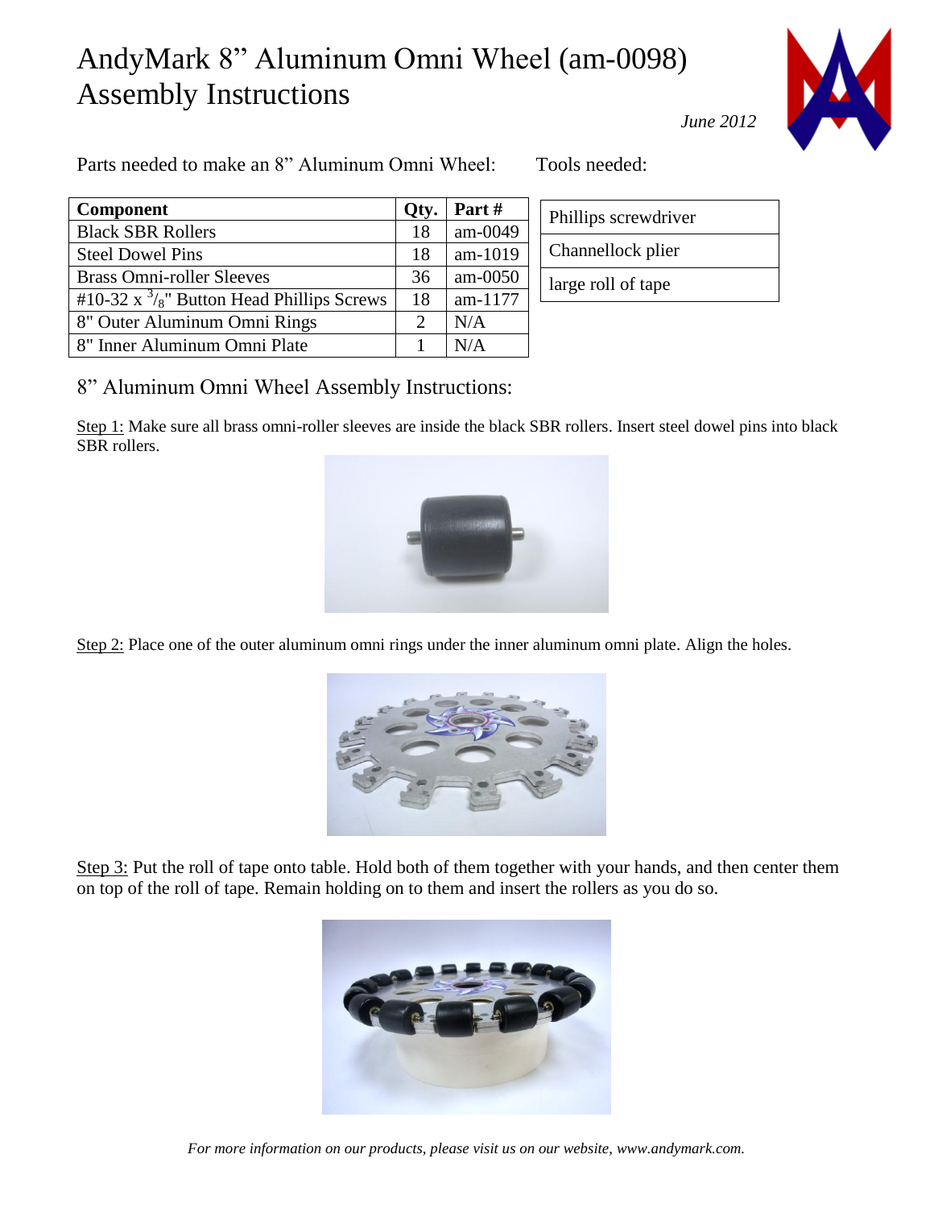# AndyMark 8" Aluminum Omni Wheel (am-0098) Assembly Instructions

*June 2012*

Parts needed to make an 8" Aluminum Omni Wheel:

| Component | Qty. | Part # |
|---|---|---|
| Black SBR Rollers | 18 | am-0049 |
| Steel Dowel Pins | 18 | am-1019 |
| Brass Omni-roller Sleeves | 36 | am-0050 |
| #10-32 x $^{3}/_{8}$" Button Head Phillips Screws | 18 | am-1177 |
| 8" Outer Aluminum Omni Rings | 2 | N/A |
| 8" Inner Aluminum Omni Plate | 1 | N/A |

Tools needed:

| |
|---|
| Phillips screwdriver |
| Channellock plier |
| large roll of tape |

## 8" Aluminum Omni Wheel Assembly Instructions:

Step 1: Make sure all brass omni-roller sleeves are inside the black SBR rollers. Insert steel dowel pins into black SBR rollers.

Step 2: Place one of the outer aluminum omni rings under the inner aluminum omni plate. Align the holes.

Step 3: Put the roll of tape onto table. Hold both of them together with your hands, and then center them on top of the roll of tape. Remain holding on to them and insert the rollers as you do so.

*For more information on our products, please visit us on our website, www.andymark.com.*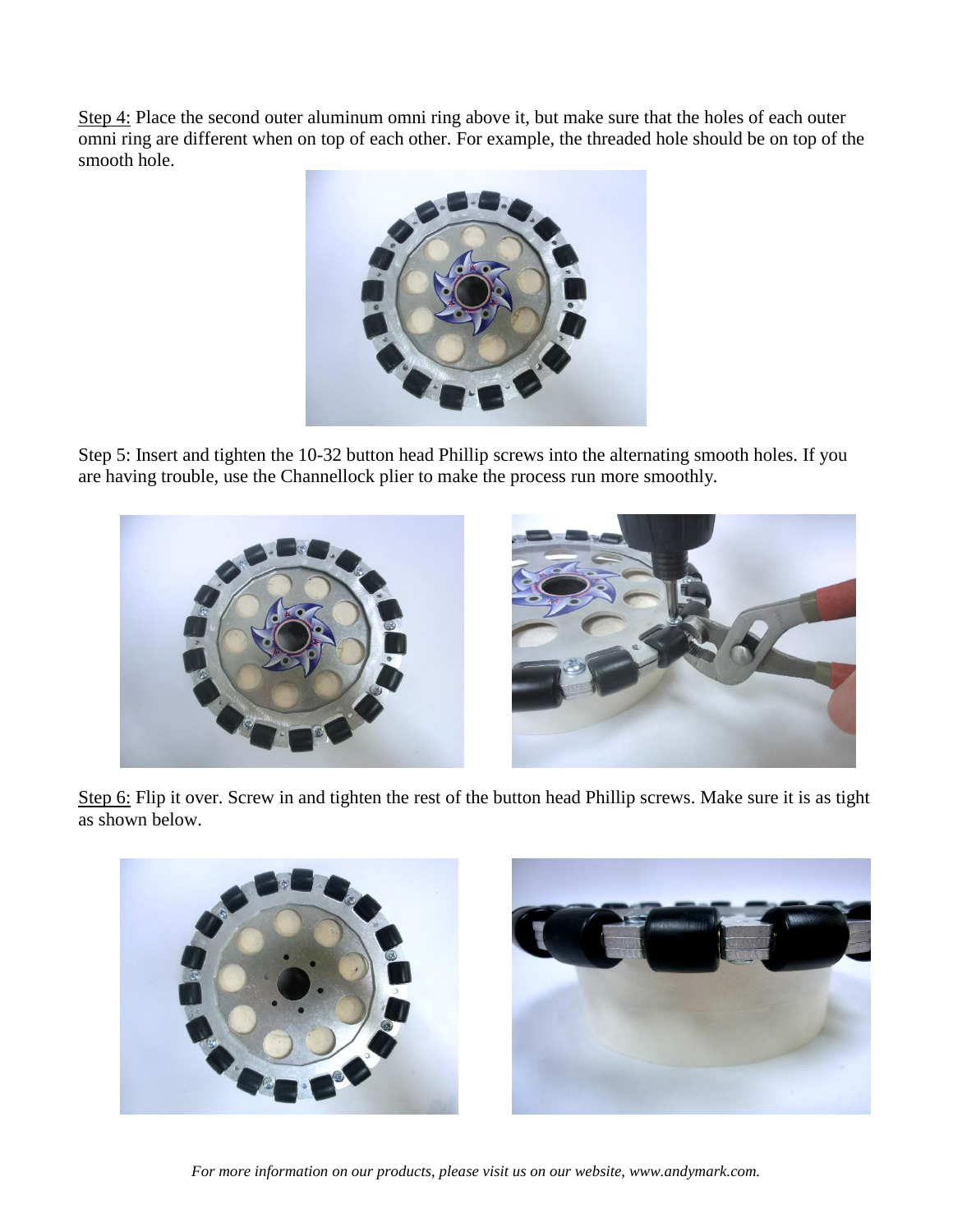Step 4: Place the second outer aluminum omni ring above it, but make sure that the holes of each outer omni ring are different when on top of each other. For example, the threaded hole should be on top of the smooth hole.

Step 5: Insert and tighten the 10-32 button head Phillip screws into the alternating smooth holes. If you are having trouble, use the Channellock plier to make the process run more smoothly.

Step 6: Flip it over. Screw in and tighten the rest of the button head Phillip screws. Make sure it is as tight as shown below.

*For more information on our products, please visit us on our website, www.andymark.com.*